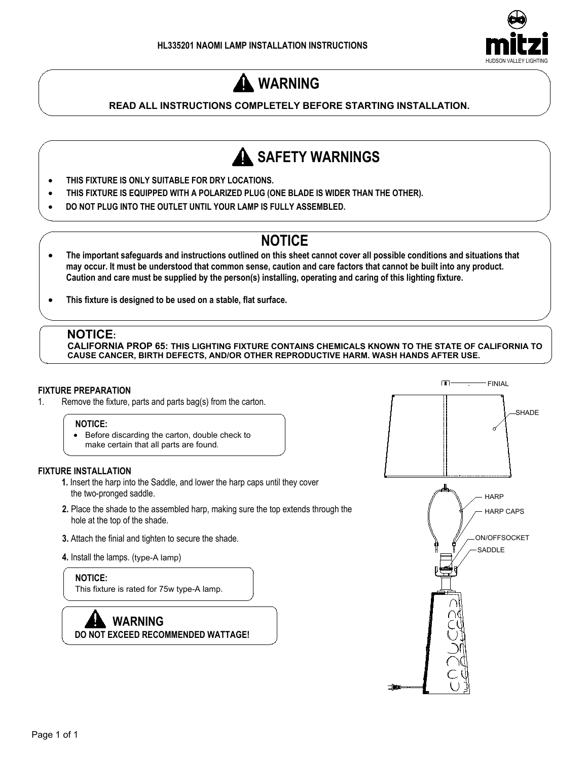HL335201 NAOMI LAMP INSTALLATION INSTRUCTIONS

mitzi
HUDSON VALLEY LIGHTING

# ⚠ WARNING

**READ ALL INSTRUCTIONS COMPLETELY BEFORE STARTING INSTALLATION.**

# ⚠ SAFETY WARNINGS

- **THIS FIXTURE IS ONLY SUITABLE FOR DRY LOCATIONS.**
- **THIS FIXTURE IS EQUIPPED WITH A POLARIZED PLUG (ONE BLADE IS WIDER THAN THE OTHER).**
- **DO NOT PLUG INTO THE OUTLET UNTIL YOUR LAMP IS FULLY ASSEMBLED.**

# NOTICE

- **The important safeguards and instructions outlined on this sheet cannot cover all possible conditions and situations that may occur. It must be understood that common sense, caution and care factors that cannot be built into any product. Caution and care must be supplied by the person(s) installing, operating and caring of this lighting fixture.**
- **This fixture is designed to be used on a stable, flat surface.**

**NOTICE:**
**CALIFORNIA PROP 65: THIS LIGHTING FIXTURE CONTAINS CHEMICALS KNOWN TO THE STATE OF CALIFORNIA TO CAUSE CANCER, BIRTH DEFECTS, AND/OR OTHER REPRODUCTIVE HARM. WASH HANDS AFTER USE.**

## FIXTURE PREPARATION

1. Remove the fixture, parts and parts bag(s) from the carton.

**NOTICE:**
- Before discarding the carton, double check to make certain that all parts are found.

## FIXTURE INSTALLATION

**1.** Insert the harp into the Saddle, and lower the harp caps until they cover the two-pronged saddle.

**2.** Place the shade to the assembled harp, making sure the top extends through the hole at the top of the shade.

**3.** Attach the finial and tighten to secure the shade.

**4.** Install the lamps. (type-A lamp)

**NOTICE:**
This fixture is rated for 75w type-A lamp.

**⚠ WARNING**
**DO NOT EXCEED RECOMMENDED WATTAGE!**

FINIAL
SHADE
HARP
HARP CAPS
ON/OFFSOCKET
SADDLE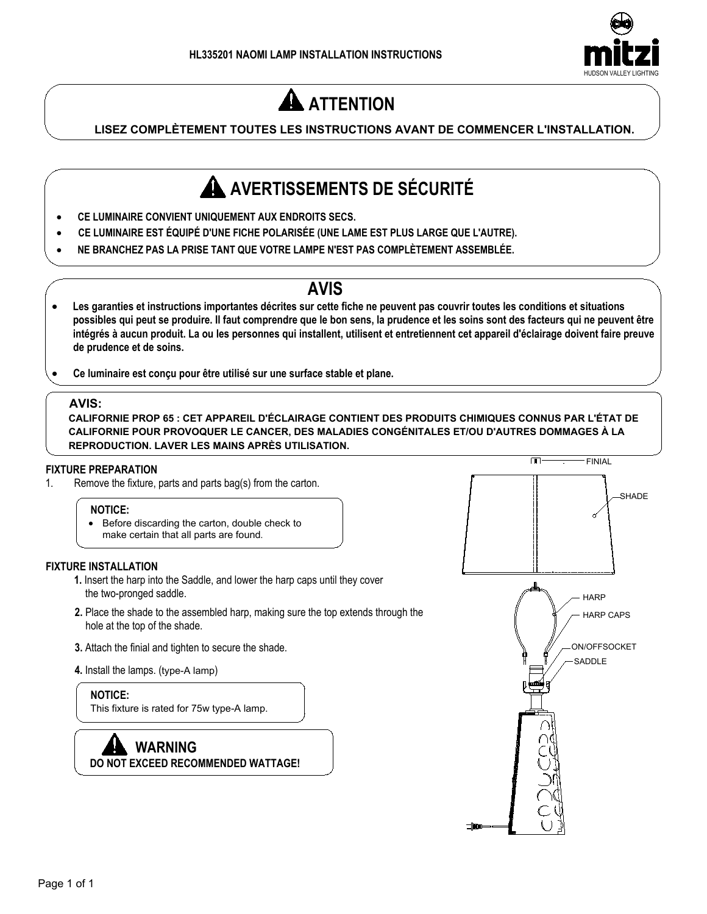HL335201 NAOMI LAMP INSTALLATION INSTRUCTIONS

mitzi
HUDSON VALLEY LIGHTING

# ATTENTION

**LISEZ COMPLÈTEMENT TOUTES LES INSTRUCTIONS AVANT DE COMMENCER L'INSTALLATION.**

# AVERTISSEMENTS DE SÉCURITÉ

- **CE LUMINAIRE CONVIENT UNIQUEMENT AUX ENDROITS SECS.**
- **CE LUMINAIRE EST ÉQUIPÉ D'UNE FICHE POLARISÉE (UNE LAME EST PLUS LARGE QUE L'AUTRE).**
- **NE BRANCHEZ PAS LA PRISE TANT QUE VOTRE LAMPE N'EST PAS COMPLÈTEMENT ASSEMBLÉE.**

# AVIS

- **Les garanties et instructions importantes décrites sur cette fiche ne peuvent pas couvrir toutes les conditions et situations possibles qui peut se produire. Il faut comprendre que le bon sens, la prudence et les soins sont des facteurs qui ne peuvent être intégrés à aucun produit. La ou les personnes qui installent, utilisent et entretiennent cet appareil d'éclairage doivent faire preuve de prudence et de soins.**
- **Ce luminaire est conçu pour être utilisé sur une surface stable et plane.**

**AVIS:**
**CALIFORNIE PROP 65 : CET APPAREIL D'ÉCLAIRAGE CONTIENT DES PRODUITS CHIMIQUES CONNUS PAR L'ÉTAT DE CALIFORNIE POUR PROVOQUER LE CANCER, DES MALADIES CONGÉNITALES ET/OU D'AUTRES DOMMAGES À LA REPRODUCTION. LAVER LES MAINS APRÈS UTILISATION.**

## FIXTURE PREPARATION

1. Remove the fixture, parts and parts bag(s) from the carton.

**NOTICE:**
- Before discarding the carton, double check to make certain that all parts are found.

## FIXTURE INSTALLATION

1. Insert the harp into the Saddle, and lower the harp caps until they cover the two-pronged saddle.
2. Place the shade to the assembled harp, making sure the top extends through the hole at the top of the shade.
3. Attach the finial and tighten to secure the shade.
4. Install the lamps. (type-A lamp)

**NOTICE:**
This fixture is rated for 75w type-A lamp.

**WARNING**
**DO NOT EXCEED RECOMMENDED WATTAGE!**

FINIAL
SHADE
HARP
HARP CAPS
ON/OFFSOCKET
SADDLE